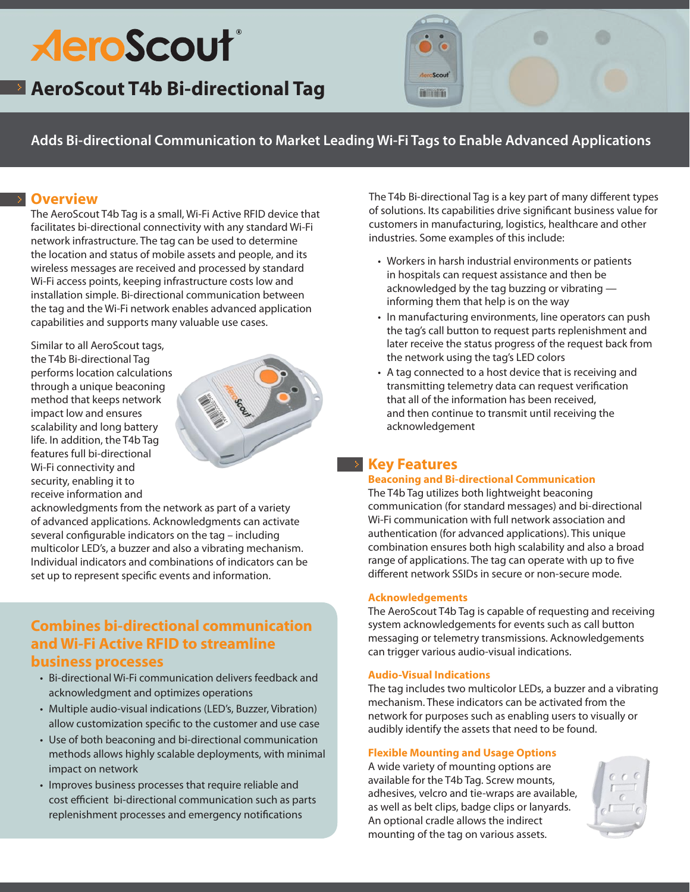# AeroScout T4b Bi-directional Tag

**Adds Bi-directional Communication to Market Leading Wi-Fi Tags to Enable Advanced Applications**

## Overview

The AeroScout T4b Tag is a small, Wi-Fi Active RFID device that facilitates bi-directional connectivity with any standard Wi-Fi network infrastructure. The tag can be used to determine the location and status of mobile assets and people, and its wireless messages are received and processed by standard Wi-Fi access points, keeping infrastructure costs low and installation simple. Bi-directional communication between the tag and the Wi-Fi network enables advanced application capabilities and supports many valuable use cases.

Similar to all AeroScout tags, the T4b Bi-directional Tag performs location calculations through a unique beaconing method that keeps network impact low and ensures scalability and long battery life. In addition, the T4b Tag features full bi-directional Wi-Fi connectivity and security, enabling it to receive information and acknowledgments from the network as part of a variety of advanced applications. Acknowledgments can activate several configurable indicators on the tag – including multicolor LED's, a buzzer and also a vibrating mechanism. Individual indicators and combinations of indicators can be set up to represent specific events and information.

### Combines bi-directional communication and Wi-Fi Active RFID to streamline business processes

- Bi-directional Wi-Fi communication delivers feedback and acknowledgment and optimizes operations
- Multiple audio-visual indications (LED's, Buzzer, Vibration) allow customization specific to the customer and use case
- Use of both beaconing and bi-directional communication methods allows highly scalable deployments, with minimal impact on network
- Improves business processes that require reliable and cost efficient bi-directional communication such as parts replenishment processes and emergency notifications

The T4b Bi-directional Tag is a key part of many different types of solutions. Its capabilities drive significant business value for customers in manufacturing, logistics, healthcare and other industries. Some examples of this include:

- Workers in harsh industrial environments or patients in hospitals can request assistance and then be acknowledged by the tag buzzing or vibrating — informing them that help is on the way
- In manufacturing environments, line operators can push the tag's call button to request parts replenishment and later receive the status progress of the request back from the network using the tag's LED colors
- A tag connected to a host device that is receiving and transmitting telemetry data can request verification that all of the information has been received, and then continue to transmit until receiving the acknowledgement

## Key Features

### Beaconing and Bi-directional Communication

The T4b Tag utilizes both lightweight beaconing communication (for standard messages) and bi-directional Wi-Fi communication with full network association and authentication (for advanced applications). This unique combination ensures both high scalability and also a broad range of applications. The tag can operate with up to five different network SSIDs in secure or non-secure mode.

### Acknowledgements

The AeroScout T4b Tag is capable of requesting and receiving system acknowledgements for events such as call button messaging or telemetry transmissions. Acknowledgements can trigger various audio-visual indications.

### Audio-Visual Indications

The tag includes two multicolor LEDs, a buzzer and a vibrating mechanism. These indicators can be activated from the network for purposes such as enabling users to visually or audibly identify the assets that need to be found.

### Flexible Mounting and Usage Options

A wide variety of mounting options are available for the T4b Tag. Screw mounts, adhesives, velcro and tie-wraps are available, as well as belt clips, badge clips or lanyards. An optional cradle allows the indirect mounting of the tag on various assets.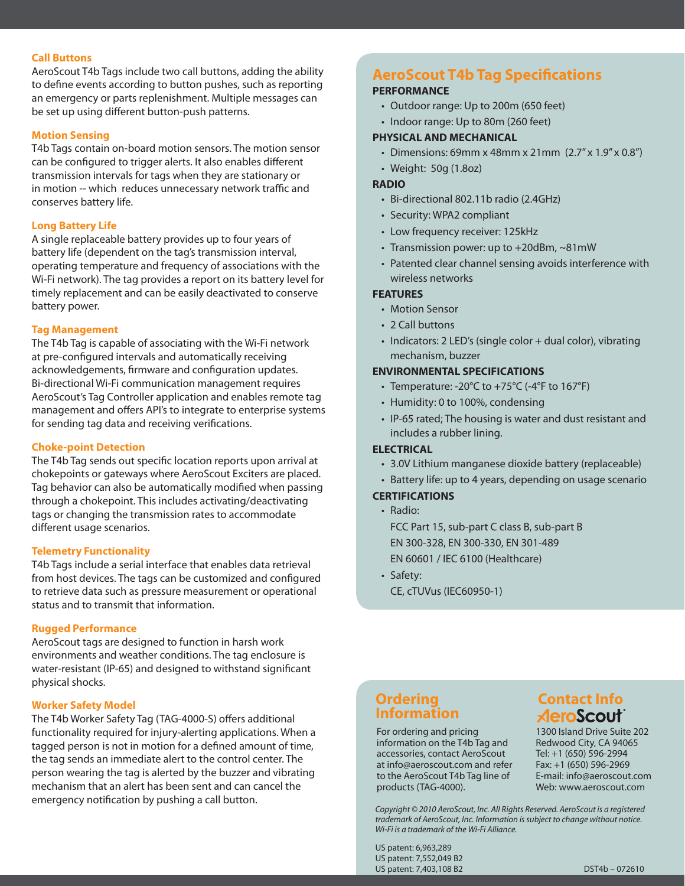### Call Buttons

AeroScout T4b Tags include two call buttons, adding the ability to define events according to button pushes, such as reporting an emergency or parts replenishment. Multiple messages can be set up using different button-push patterns.

### Motion Sensing

T4b Tags contain on-board motion sensors. The motion sensor can be configured to trigger alerts. It also enables different transmission intervals for tags when they are stationary or in motion -- which reduces unnecessary network traffic and conserves battery life.

### Long Battery Life

A single replaceable battery provides up to four years of battery life (dependent on the tag's transmission interval, operating temperature and frequency of associations with the Wi-Fi network). The tag provides a report on its battery level for timely replacement and can be easily deactivated to conserve battery power.

### Tag Management

The T4b Tag is capable of associating with the Wi-Fi network at pre-configured intervals and automatically receiving acknowledgements, firmware and configuration updates. Bi-directional Wi-Fi communication management requires AeroScout's Tag Controller application and enables remote tag management and offers API's to integrate to enterprise systems for sending tag data and receiving verifications.

### Choke-point Detection

The T4b Tag sends out specific location reports upon arrival at chokepoints or gateways where AeroScout Exciters are placed. Tag behavior can also be automatically modified when passing through a chokepoint. This includes activating/deactivating tags or changing the transmission rates to accommodate different usage scenarios.

### Telemetry Functionality

T4b Tags include a serial interface that enables data retrieval from host devices. The tags can be customized and configured to retrieve data such as pressure measurement or operational status and to transmit that information.

### Rugged Performance

AeroScout tags are designed to function in harsh work environments and weather conditions. The tag enclosure is water-resistant (IP-65) and designed to withstand significant physical shocks.

### Worker Safety Model

The T4b Worker Safety Tag (TAG-4000-S) offers additional functionality required for injury-alerting applications. When a tagged person is not in motion for a defined amount of time, the tag sends an immediate alert to the control center. The person wearing the tag is alerted by the buzzer and vibrating mechanism that an alert has been sent and can cancel the emergency notification by pushing a call button.

## AeroScout T4b Tag Specifications

**PERFORMANCE**

- Outdoor range: Up to 200m (650 feet)
- Indoor range: Up to 80m (260 feet)

**PHYSICAL AND MECHANICAL**

- Dimensions: 69mm x 48mm x 21mm (2.7" x 1.9" x 0.8")
- Weight: 50g (1.8oz)

**RADIO**

- Bi-directional 802.11b radio (2.4GHz)
- Security: WPA2 compliant
- Low frequency receiver: 125kHz
- Transmission power: up to +20dBm, ~81mW
- Patented clear channel sensing avoids interference with wireless networks

**FEATURES**

- Motion Sensor
- 2 Call buttons
- Indicators: 2 LED's (single color + dual color), vibrating mechanism, buzzer

**ENVIRONMENTAL SPECIFICATIONS**

- Temperature: -20°C to +75°C (-4°F to 167°F)
- Humidity: 0 to 100%, condensing
- IP-65 rated; The housing is water and dust resistant and includes a rubber lining.

**ELECTRICAL**

- 3.0V Lithium manganese dioxide battery (replaceable)
- Battery life: up to 4 years, depending on usage scenario

**CERTIFICATIONS**

- Radio:
  FCC Part 15, sub-part C class B, sub-part B
  EN 300-328, EN 300-330, EN 301-489
  EN 60601 / IEC 6100 (Healthcare)
- Safety:
  CE, cTUVus (IEC60950-1)

## Ordering Information

For ordering and pricing information on the T4b Tag and accessories, contact AeroScout at info@aeroscout.com and refer to the AeroScout T4b Tag line of products (TAG-4000).

## Contact Info

AeroScout

1300 Island Drive Suite 202
Redwood City, CA 94065
Tel: +1 (650) 596-2994
Fax: +1 (650) 596-2969
E-mail: info@aeroscout.com
Web: www.aeroscout.com

*Copyright © 2010 AeroScout, Inc. All Rights Reserved. AeroScout is a registered trademark of AeroScout, Inc. Information is subject to change without notice. Wi-Fi is a trademark of the Wi-Fi Alliance.*

US patent: 6,963,289
US patent: 7,552,049 B2
US patent: 7,403,108 B2

DST4b – 072610